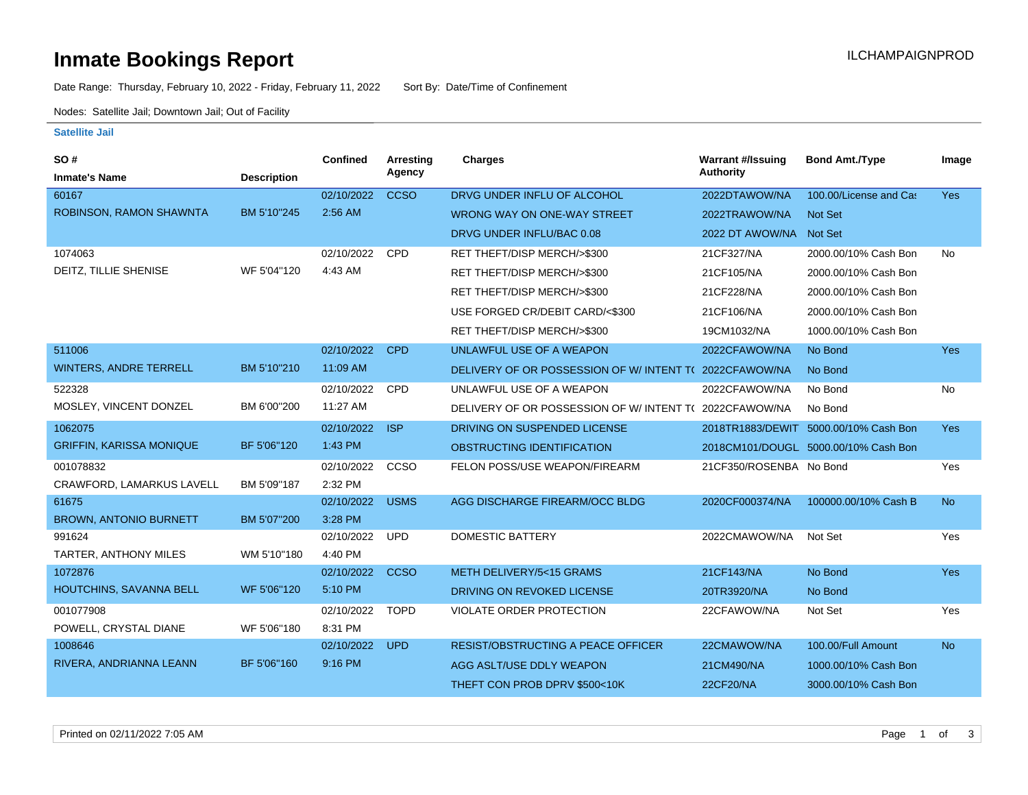# Inmate Bookings Report

ILCHAMPAIGNPROD

Date Range: Thursday, February 10, 2022 - Friday, February 11, 2022 Sort By: Date/Time of Confinement

Nodes: Satellite Jail; Downtown Jail; Out of Facility

**Satellite Jail**

| SO # / Inmate's Name | Description | Confined | Arresting Agency | Charges | Warrant #/Issuing Authority | Bond Amt./Type | Image |
|---|---|---|---|---|---|---|---|
| 60167 ROBINSON, RAMON SHAWNTA | BM 5'10"245 | 02/10/2022 2:56 AM | CCSO | DRVG UNDER INFLU OF ALCOHOL | 2022DTAWOW/NA | 100.00/License and Cas | Yes |
| | | | | WRONG WAY ON ONE-WAY STREET | 2022TRAWOW/NA | Not Set | |
| | | | | DRVG UNDER INFLU/BAC 0.08 | 2022 DT AWOW/NA | Not Set | |
| 1074063 DEITZ, TILLIE SHENISE | WF 5'04"120 | 02/10/2022 4:43 AM | CPD | RET THEFT/DISP MERCH/>$300 | 21CF327/NA | 2000.00/10% Cash Bon | No |
| | | | | RET THEFT/DISP MERCH/>$300 | 21CF105/NA | 2000.00/10% Cash Bon | |
| | | | | RET THEFT/DISP MERCH/>$300 | 21CF228/NA | 2000.00/10% Cash Bon | |
| | | | | USE FORGED CR/DEBIT CARD/<$300 | 21CF106/NA | 2000.00/10% Cash Bon | |
| | | | | RET THEFT/DISP MERCH/>$300 | 19CM1032/NA | 1000.00/10% Cash Bon | |
| 511006 WINTERS, ANDRE TERRELL | BM 5'10"210 | 02/10/2022 11:09 AM | CPD | UNLAWFUL USE OF A WEAPON | 2022CFAWOW/NA | No Bond | Yes |
| | | | | DELIVERY OF OR POSSESSION OF W/ INTENT T( | 2022CFAWOW/NA | No Bond | |
| 522328 MOSLEY, VINCENT DONZEL | BM 6'00"200 | 02/10/2022 11:27 AM | CPD | UNLAWFUL USE OF A WEAPON | 2022CFAWOW/NA | No Bond | No |
| | | | | DELIVERY OF OR POSSESSION OF W/ INTENT T( | 2022CFAWOW/NA | No Bond | |
| 1062075 GRIFFIN, KARISSA MONIQUE | BF 5'06"120 | 02/10/2022 1:43 PM | ISP | DRIVING ON SUSPENDED LICENSE | 2018TR1883/DEWIT | 5000.00/10% Cash Bon | Yes |
| | | | | OBSTRUCTING IDENTIFICATION | 2018CM101/DOUGL | 5000.00/10% Cash Bon | |
| 001078832 CRAWFORD, LAMARKUS LAVELL | BM 5'09"187 | 02/10/2022 2:32 PM | CCSO | FELON POSS/USE WEAPON/FIREARM | 21CF350/ROSENBA | No Bond | Yes |
| 61675 BROWN, ANTONIO BURNETT | BM 5'07"200 | 02/10/2022 3:28 PM | USMS | AGG DISCHARGE FIREARM/OCC BLDG | 2020CF000374/NA | 100000.00/10% Cash B | No |
| 991624 TARTER, ANTHONY MILES | WM 5'10"180 | 02/10/2022 4:40 PM | UPD | DOMESTIC BATTERY | 2022CMAWOW/NA | Not Set | Yes |
| 1072876 HOUTCHINS, SAVANNA BELL | WF 5'06"120 | 02/10/2022 5:10 PM | CCSO | METH DELIVERY/5<15 GRAMS | 21CF143/NA | No Bond | Yes |
| | | | | DRIVING ON REVOKED LICENSE | 20TR3920/NA | No Bond | |
| 001077908 POWELL, CRYSTAL DIANE | WF 5'06"180 | 02/10/2022 8:31 PM | TOPD | VIOLATE ORDER PROTECTION | 22CFAWOW/NA | Not Set | Yes |
| 1008646 RIVERA, ANDRIANNA LEANN | BF 5'06"160 | 02/10/2022 9:16 PM | UPD | RESIST/OBSTRUCTING A PEACE OFFICER | 22CMAWOW/NA | 100.00/Full Amount | No |
| | | | | AGG ASLT/USE DDLY WEAPON | 21CM490/NA | 1000.00/10% Cash Bon | |
| | | | | THEFT CON PROB DPRV $500<10K | 22CF20/NA | 3000.00/10% Cash Bon | |

Printed on 02/11/2022 7:05 AM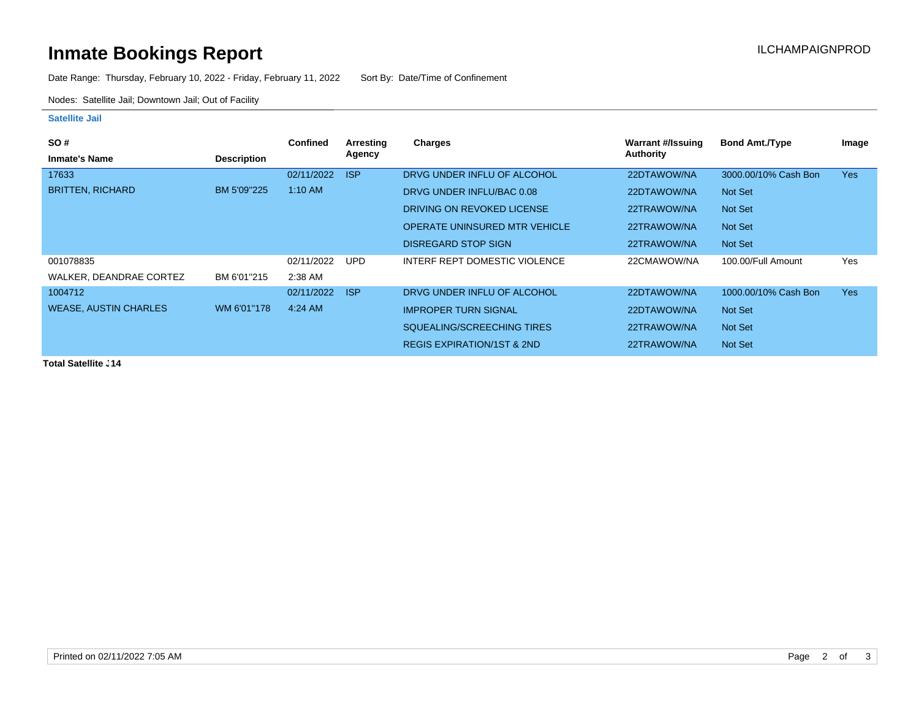# Inmate Bookings Report

ILCHAMPAIGNPROD

Date Range: Thursday, February 10, 2022 - Friday, February 11, 2022    Sort By: Date/Time of Confinement

Nodes: Satellite Jail; Downtown Jail; Out of Facility

**Satellite Jail**

| SO # / Inmate's Name | Description | Confined | Arresting Agency | Charges | Warrant #/Issuing Authority | Bond Amt./Type | Image |
|---|---|---|---|---|---|---|---|
| 17633 | | 02/11/2022 | ISP | DRVG UNDER INFLU OF ALCOHOL | 22DTAWOW/NA | 3000.00/10% Cash Bon | Yes |
| BRITTEN, RICHARD | BM 5'09"225 | 1:10 AM | | DRVG UNDER INFLU/BAC 0.08 | 22DTAWOW/NA | Not Set | |
| | | | | DRIVING ON REVOKED LICENSE | 22TRAWOW/NA | Not Set | |
| | | | | OPERATE UNINSURED MTR VEHICLE | 22TRAWOW/NA | Not Set | |
| | | | | DISREGARD STOP SIGN | 22TRAWOW/NA | Not Set | |
| 001078835 | | 02/11/2022 | UPD | INTERF REPT DOMESTIC VIOLENCE | 22CMAWOW/NA | 100.00/Full Amount | Yes |
| WALKER, DEANDRAE CORTEZ | BM 6'01"215 | 2:38 AM | | | | | |
| 1004712 | | 02/11/2022 | ISP | DRVG UNDER INFLU OF ALCOHOL | 22DTAWOW/NA | 1000.00/10% Cash Bon | Yes |
| WEASE, AUSTIN CHARLES | WM 6'01"178 | 4:24 AM | | IMPROPER TURN SIGNAL | 22DTAWOW/NA | Not Set | |
| | | | | SQUEALING/SCREECHING TIRES | 22TRAWOW/NA | Not Set | |
| | | | | REGIS EXPIRATION/1ST & 2ND | 22TRAWOW/NA | Not Set | |

**Total Satellite J14**

Printed on 02/11/2022 7:05 AM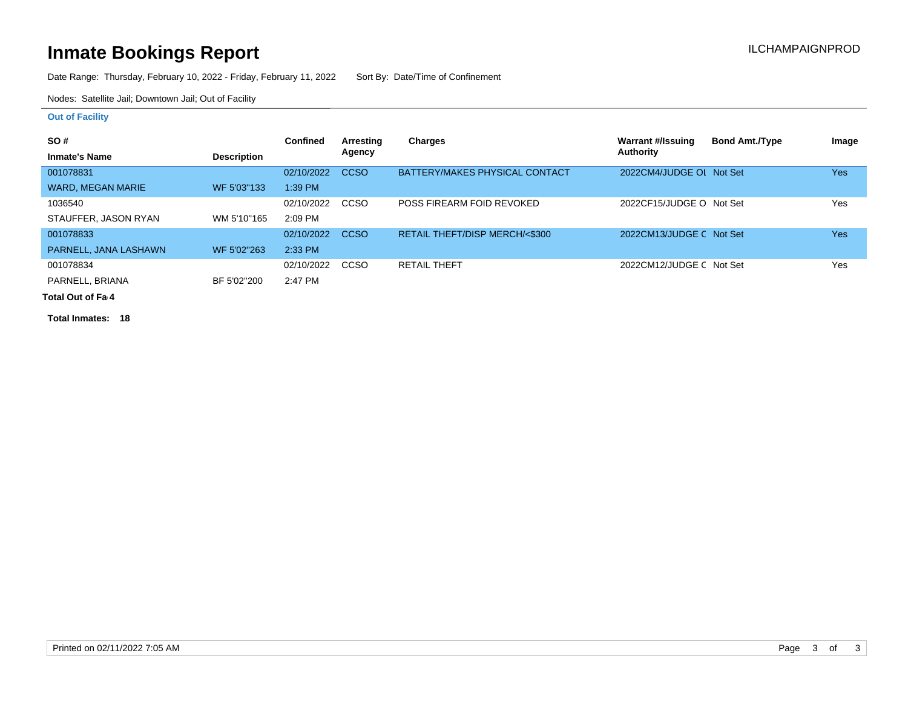# Inmate Bookings Report

ILCHAMPAIGNPROD

Date Range: Thursday, February 10, 2022 - Friday, February 11, 2022 Sort By: Date/Time of Confinement

Nodes: Satellite Jail; Downtown Jail; Out of Facility

### Out of Facility

| SO # / Inmate's Name | Description | Confined | Arresting Agency | Charges | Warrant #/Issuing Authority | Bond Amt./Type | Image |
|---|---|---|---|---|---|---|---|
| 001078831 WARD, MEGAN MARIE | WF 5'03"133 | 02/10/2022 1:39 PM | CCSO | BATTERY/MAKES PHYSICAL CONTACT | 2022CM4/JUDGE OI | Not Set | Yes |
| 1036540 STAUFFER, JASON RYAN | WM 5'10"165 | 02/10/2022 2:09 PM | CCSO | POSS FIREARM FOID REVOKED | 2022CF15/JUDGE O | Not Set | Yes |
| 001078833 PARNELL, JANA LASHAWN | WF 5'02"263 | 02/10/2022 2:33 PM | CCSO | RETAIL THEFT/DISP MERCH/<$300 | 2022CM13/JUDGE C | Not Set | Yes |
| 001078834 PARNELL, BRIANA | BF 5'02"200 | 02/10/2022 2:47 PM | CCSO | RETAIL THEFT | 2022CM12/JUDGE C | Not Set | Yes |

**Total Out of Fa 4**

**Total Inmates: 18**

Printed on 02/11/2022 7:05 AM